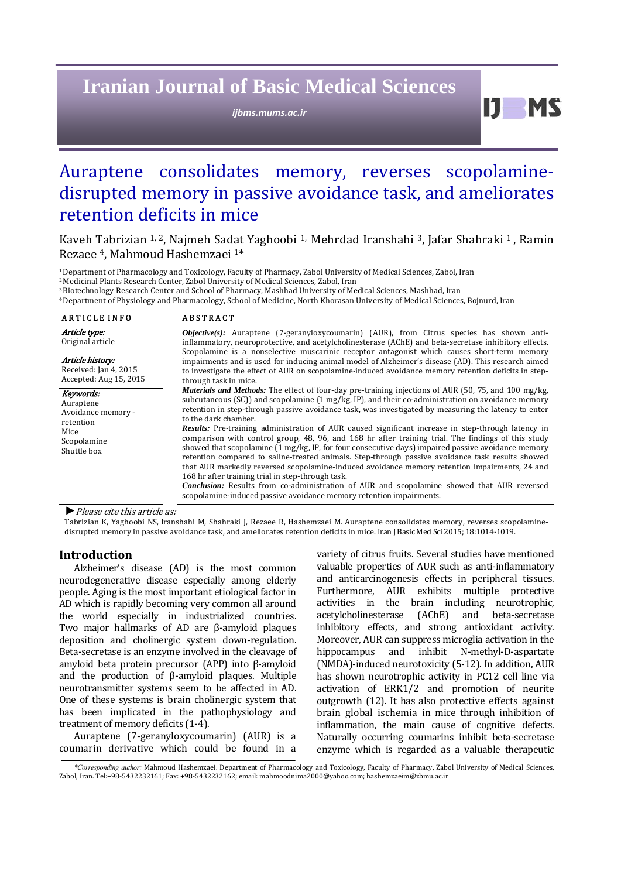# Auraptene consolidates memory, reverses scopolamine-disrupted memory in passive avoidance task, and ameliorates retention deficits in mice

Kaveh Tabrizian [1, 2], Najmeh Sadat Yaghoobi [1], Mehrdad Iranshahi [3], Jafar Shahraki [1], Ramin Rezaee [4], Mahmoud Hashemzaei [1]*

[1] Department of Pharmacology and Toxicology, Faculty of Pharmacy, Zabol University of Medical Sciences, Zabol, Iran
[2] Medicinal Plants Research Center, Zabol University of Medical Sciences, Zabol, Iran
[3] Biotechnology Research Center and School of Pharmacy, Mashhad University of Medical Sciences, Mashhad, Iran
[4] Department of Physiology and Pharmacology, School of Medicine, North Khorasan University of Medical Sciences, Bojnurd, Iran

**ARTICLE INFO**

*Article type:*
Original article

*Article history:*
Received: Jan 4, 2015
Accepted: Aug 15, 2015

*Keywords:*
Auraptene
Avoidance memory - retention
Mice
Scopolamine
Shuttle box

**ABSTRACT**

***Objective(s):*** Auraptene (7-geranyloxycoumarin) (AUR), from Citrus species has shown anti-inflammatory, neuroprotective, and acetylcholinesterase (AChE) and beta-secretase inhibitory effects. Scopolamine is a nonselective muscarinic receptor antagonist which causes short-term memory impairments and is used for inducing animal model of Alzheimer's disease (AD). This research aimed to investigate the effect of AUR on scopolamine-induced avoidance memory retention deficits in step-through task in mice.

***Materials and Methods:*** The effect of four-day pre-training injections of AUR (50, 75, and 100 mg/kg, subcutaneous (SC)) and scopolamine (1 mg/kg, IP), and their co-administration on avoidance memory retention in step-through passive avoidance task, was investigated by measuring the latency to enter to the dark chamber.

***Results:*** Pre-training administration of AUR caused significant increase in step-through latency in comparison with control group, 48, 96, and 168 hr after training trial. The findings of this study showed that scopolamine (1 mg/kg, IP, for four consecutive days) impaired passive avoidance memory retention compared to saline-treated animals. Step-through passive avoidance task results showed that AUR markedly reversed scopolamine-induced avoidance memory retention impairments, 24 and 168 hr after training trial in step-through task.

***Conclusion:*** Results from co-administration of AUR and scopolamine showed that AUR reversed scopolamine-induced passive avoidance memory retention impairments.

► *Please cite this article as:*

Tabrizian K, Yaghoobi NS, Iranshahi M, Shahraki J, Rezaee R, Hashemzaei M. Auraptene consolidates memory, reverses scopolamine-disrupted memory in passive avoidance task, and ameliorates retention deficits in mice. Iran J Basic Med Sci 2015; 18:1014-1019.

## Introduction

Alzheimer's disease (AD) is the most common neurodegenerative disease especially among elderly people. Aging is the most important etiological factor in AD which is rapidly becoming very common all around the world especially in industrialized countries. Two major hallmarks of AD are β-amyloid plaques deposition and cholinergic system down-regulation. Beta-secretase is an enzyme involved in the cleavage of amyloid beta protein precursor (APP) into β-amyloid and the production of β-amyloid plaques. Multiple neurotransmitter systems seem to be affected in AD. One of these systems is brain cholinergic system that has been implicated in the pathophysiology and treatment of memory deficits (1-4).

Auraptene (7-geranyloxycoumarin) (AUR) is a coumarin derivative which could be found in a variety of citrus fruits. Several studies have mentioned valuable properties of AUR such as anti-inflammatory and anticarcinogenesis effects in peripheral tissues. Furthermore, AUR exhibits multiple protective activities in the brain including neurotrophic, acetylcholinesterase (AChE) and beta-secretase inhibitory effects, and strong antioxidant activity. Moreover, AUR can suppress microglia activation in the hippocampus and inhibit N-methyl-D-aspartate (NMDA)-induced neurotoxicity (5-12). In addition, AUR has shown neurotrophic activity in PC12 cell line via activation of ERK1/2 and promotion of neurite outgrowth (12). It has also protective effects against brain global ischemia in mice through inhibition of inflammation, the main cause of cognitive defects. Naturally occurring coumarins inhibit beta-secretase enzyme which is regarded as a valuable therapeutic

*\*Corresponding author:* Mahmoud Hashemzaei. Department of Pharmacology and Toxicology, Faculty of Pharmacy, Zabol University of Medical Sciences, Zabol, Iran. Tel:+98-5432232161; Fax: +98-5432232162; email: mahmoodnima2000@yahoo.com; hashemzaeim@zbmu.ac.ir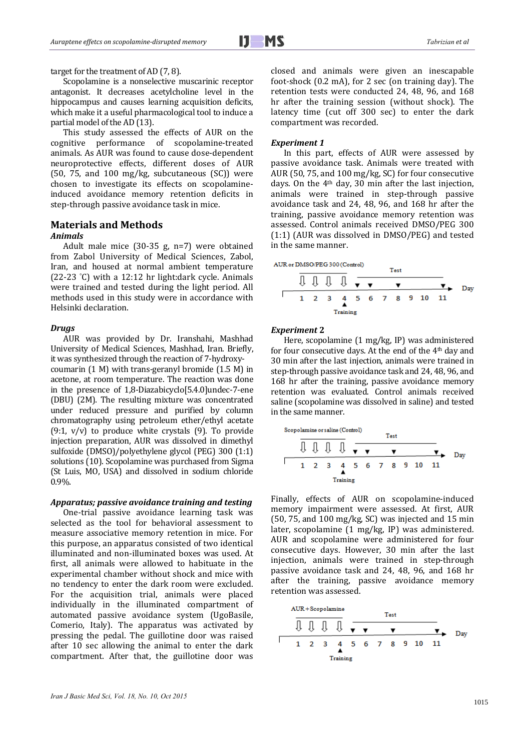target for the treatment of AD (7, 8).

Scopolamine is a nonselective muscarinic receptor antagonist. It decreases acetylcholine level in the hippocampus and causes learning acquisition deficits, which make it a useful pharmacological tool to induce a partial model of the AD (13).

This study assessed the effects of AUR on the cognitive performance of scopolamine-treated animals. As AUR was found to cause dose-dependent neuroprotective effects, different doses of AUR (50, 75, and 100 mg/kg, subcutaneous (SC)) were chosen to investigate its effects on scopolamine-induced avoidance memory retention deficits in step-through passive avoidance task in mice.

## Materials and Methods

### *Animals*

Adult male mice (30-35 g, n=7) were obtained from Zabol University of Medical Sciences, Zabol, Iran, and housed at normal ambient temperature (22-23 °C) with a 12:12 hr light:dark cycle. Animals were trained and tested during the light period. All methods used in this study were in accordance with Helsinki declaration.

### *Drugs*

AUR was provided by Dr. Iranshahi, Mashhad University of Medical Sciences, Mashhad, Iran. Briefly, it was synthesized through the reaction of 7-hydroxy-coumarin (1 M) with trans-geranyl bromide (1.5 M) in acetone, at room temperature. The reaction was done in the presence of 1,8-Diazabicyclo[5.4.0]undec-7-ene (DBU) (2M). The resulting mixture was concentrated under reduced pressure and purified by column chromatography using petroleum ether/ethyl acetate (9:1, v/v) to produce white crystals (9). To provide injection preparation, AUR was dissolved in dimethyl sulfoxide (DMSO)/polyethylene glycol (PEG) 300 (1:1) solutions (10). Scopolamine was purchased from Sigma (St Luis, MO, USA) and dissolved in sodium chloride 0.9%.

### *Apparatus; passive avoidance training and testing*

One-trial passive avoidance learning task was selected as the tool for behavioral assessment to measure associative memory retention in mice. For this purpose, an apparatus consisted of two identical illuminated and non-illuminated boxes was used. At first, all animals were allowed to habituate in the experimental chamber without shock and mice with no tendency to enter the dark room were excluded. For the acquisition trial, animals were placed individually in the illuminated compartment of automated passive avoidance system (UgoBasile, Comerio, Italy). The apparatus was activated by pressing the pedal. The guillotine door was raised after 10 sec allowing the animal to enter the dark compartment. After that, the guillotine door was closed and animals were given an inescapable foot-shock (0.2 mA), for 2 sec (on training day). The retention tests were conducted 24, 48, 96, and 168 hr after the training session (without shock). The latency time (cut off 300 sec) to enter the dark compartment was recorded.

### *Experiment 1*

In this part, effects of AUR were assessed by passive avoidance task. Animals were treated with AUR (50, 75, and 100 mg/kg, SC) for four consecutive days. On the 4th day, 30 min after the last injection, animals were trained in step-through passive avoidance task and 24, 48, 96, and 168 hr after the training, passive avoidance memory retention was assessed. Control animals received DMSO/PEG 300 (1:1) (AUR was dissolved in DMSO/PEG) and tested in the same manner.

AUR or DMSO/PEG 300 (Control) — Test — Day 1 2 3 4 5 6 7 8 9 10 11 — Training

### *Experiment 2*

Here, scopolamine (1 mg/kg, IP) was administered for four consecutive days. At the end of the 4th day and 30 min after the last injection, animals were trained in step-through passive avoidance task and 24, 48, 96, and 168 hr after the training, passive avoidance memory retention was evaluated. Control animals received saline (scopolamine was dissolved in saline) and tested in the same manner.

Scopolamine or saline (Control) — Test — Day 1 2 3 4 5 6 7 8 9 10 11 — Training

Finally, effects of AUR on scopolamine-induced memory impairment were assessed. At first, AUR (50, 75, and 100 mg/kg, SC) was injected and 15 min later, scopolamine (1 mg/kg, IP) was administered. AUR and scopolamine were administered for four consecutive days. However, 30 min after the last injection, animals were trained in step-through passive avoidance task and 24, 48, 96, and 168 hr after the training, passive avoidance memory retention was assessed.

AUR + Scopolamine — Test — Day 1 2 3 4 5 6 7 8 9 10 11 — Training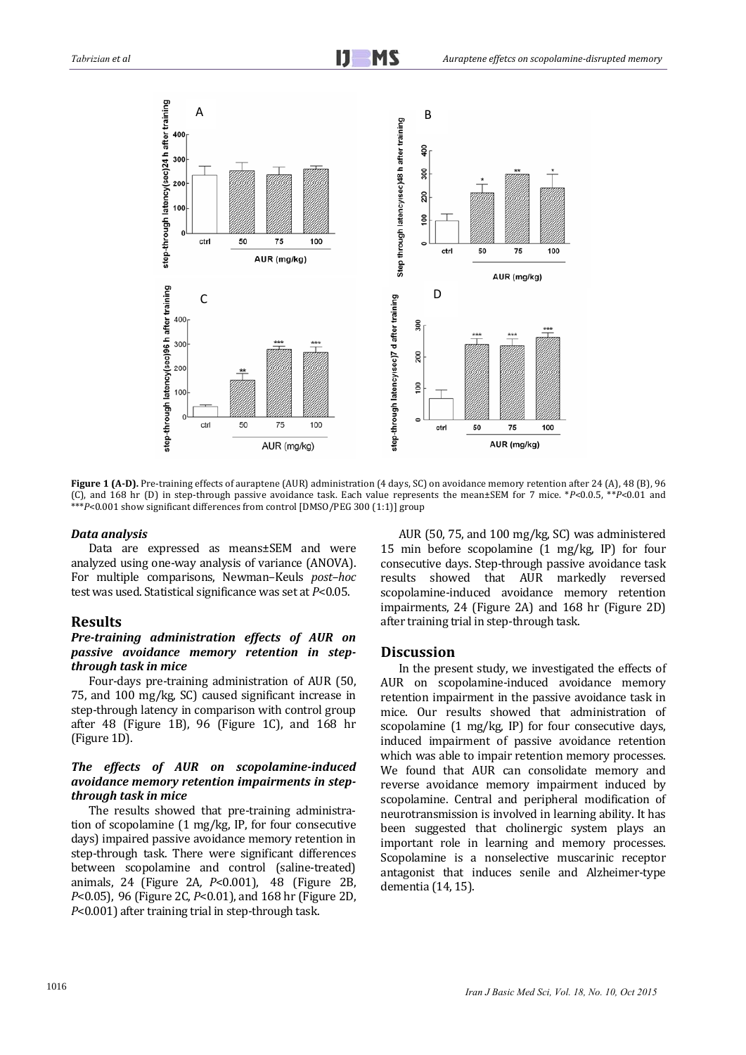**Figure 1 (A-D).** Pre-training effects of auraptene (AUR) administration (4 days, SC) on avoidance memory retention after 24 (A), 48 (B), 96 (C), and 168 hr (D) in step-through passive avoidance task. Each value represents the mean±SEM for 7 mice. \*$P<0.0.5$, \*\*$P<0.01$ and \*\*\*$P<0.001$ show significant differences from control [DMSO/PEG 300 (1:1)] group

### *Data analysis*

Data are expressed as means±SEM and were analyzed using one-way analysis of variance (ANOVA). For multiple comparisons, Newman–Keuls *post–hoc* test was used. Statistical significance was set at $P<0.05$.

## Results

### *Pre-training administration effects of AUR on passive avoidance memory retention in step-through task in mice*

Four-days pre-training administration of AUR (50, 75, and 100 mg/kg, SC) caused significant increase in step-through latency in comparison with control group after 48 (Figure 1B), 96 (Figure 1C), and 168 hr (Figure 1D).

### *The effects of AUR on scopolamine-induced avoidance memory retention impairments in step-through task in mice*

The results showed that pre-training administration of scopolamine (1 mg/kg, IP, for four consecutive days) impaired passive avoidance memory retention in step-through task. There were significant differences between scopolamine and control (saline-treated) animals, 24 (Figure 2A, $P<0.001$), 48 (Figure 2B, $P<0.05$), 96 (Figure 2C, $P<0.01$), and 168 hr (Figure 2D, $P<0.001$) after training trial in step-through task.

AUR (50, 75, and 100 mg/kg, SC) was administered 15 min before scopolamine (1 mg/kg, IP) for four consecutive days. Step-through passive avoidance task results showed that AUR markedly reversed scopolamine-induced avoidance memory retention impairments, 24 (Figure 2A) and 168 hr (Figure 2D) after training trial in step-through task.

## Discussion

In the present study, we investigated the effects of AUR on scopolamine-induced avoidance memory retention impairment in the passive avoidance task in mice. Our results showed that administration of scopolamine (1 mg/kg, IP) for four consecutive days, induced impairment of passive avoidance retention which was able to impair retention memory processes. We found that AUR can consolidate memory and reverse avoidance memory impairment induced by scopolamine. Central and peripheral modification of neurotransmission is involved in learning ability. It has been suggested that cholinergic system plays an important role in learning and memory processes. Scopolamine is a nonselective muscarinic receptor antagonist that induces senile and Alzheimer-type dementia (14, 15).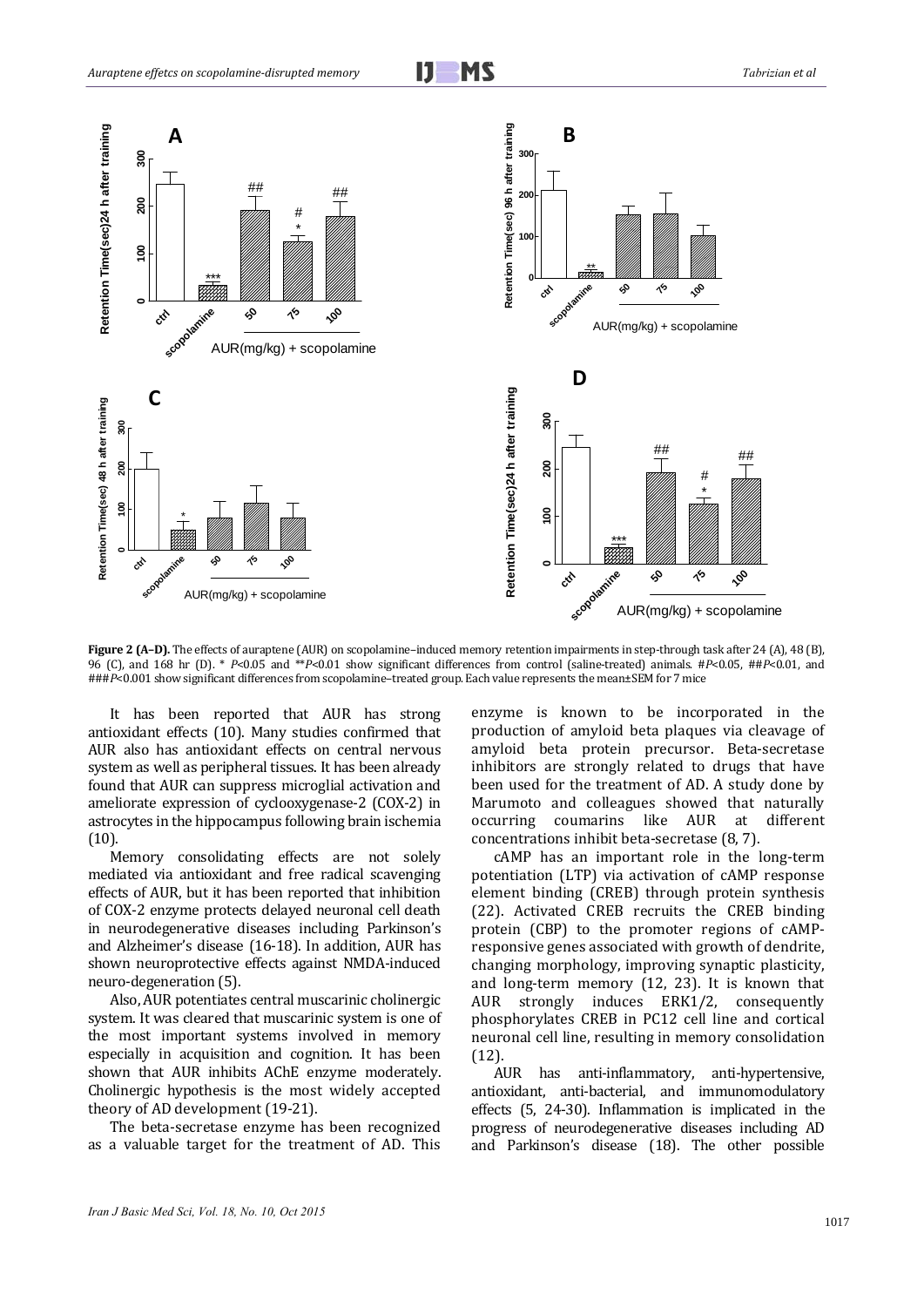**Figure 2 (A–D).** The effects of auraptene (AUR) on scopolamine–induced memory retention impairments in step-through task after 24 (A), 48 (B), 96 (C), and 168 hr (D). * $P<0.05$ and ** $P<0.01$ show significant differences from control (saline-treated) animals. # $P<0.05$, ## $P<0.01$, and ### $P<0.001$ show significant differences from scopolamine–treated group. Each value represents the mean±SEM for 7 mice

It has been reported that AUR has strong antioxidant effects (10). Many studies confirmed that AUR also has antioxidant effects on central nervous system as well as peripheral tissues. It has been already found that AUR can suppress microglial activation and ameliorate expression of cyclooxygenase-2 (COX-2) in astrocytes in the hippocampus following brain ischemia (10).

Memory consolidating effects are not solely mediated via antioxidant and free radical scavenging effects of AUR, but it has been reported that inhibition of COX-2 enzyme protects delayed neuronal cell death in neurodegenerative diseases including Parkinson's and Alzheimer's disease (16-18). In addition, AUR has shown neuroprotective effects against NMDA-induced neuro-degeneration (5).

Also, AUR potentiates central muscarinic cholinergic system. It was cleared that muscarinic system is one of the most important systems involved in memory especially in acquisition and cognition. It has been shown that AUR inhibits AChE enzyme moderately. Cholinergic hypothesis is the most widely accepted theory of AD development (19-21).

The beta-secretase enzyme has been recognized as a valuable target for the treatment of AD. This enzyme is known to be incorporated in the production of amyloid beta plaques via cleavage of amyloid beta protein precursor. Beta-secretase inhibitors are strongly related to drugs that have been used for the treatment of AD. A study done by Marumoto and colleagues showed that naturally occurring coumarins like AUR at different concentrations inhibit beta-secretase (8, 7).

cAMP has an important role in the long-term potentiation (LTP) via activation of cAMP response element binding (CREB) through protein synthesis (22). Activated CREB recruits the CREB binding protein (CBP) to the promoter regions of cAMP-responsive genes associated with growth of dendrite, changing morphology, improving synaptic plasticity, and long-term memory (12, 23). It is known that AUR strongly induces ERK1/2, consequently phosphorylates CREB in PC12 cell line and cortical neuronal cell line, resulting in memory consolidation (12).

AUR has anti-inflammatory, anti-hypertensive, antioxidant, anti-bacterial, and immunomodulatory effects (5, 24-30). Inflammation is implicated in the progress of neurodegenerative diseases including AD and Parkinson's disease (18). The other possible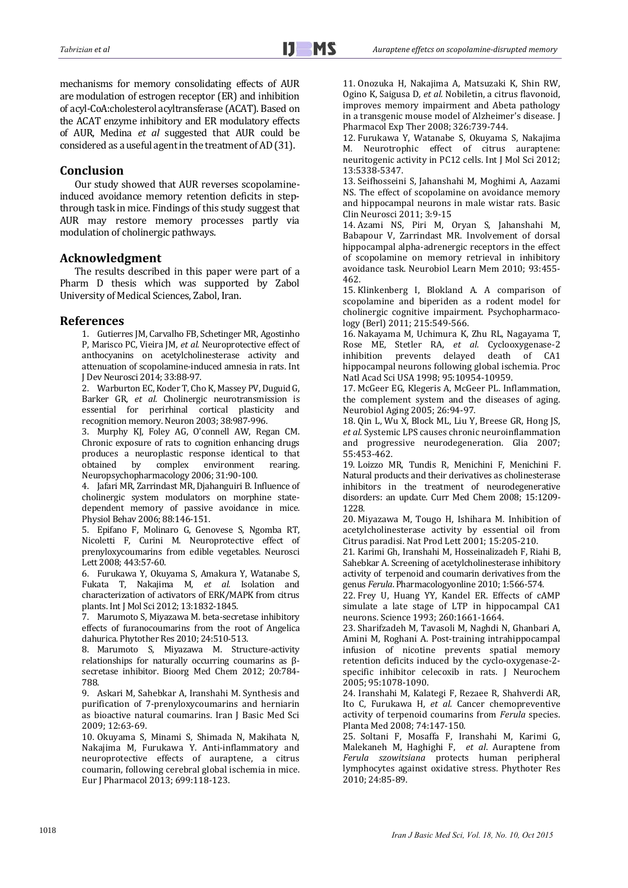mechanisms for memory consolidating effects of AUR are modulation of estrogen receptor (ER) and inhibition of acyl-CoA:cholesterol acyltransferase (ACAT). Based on the ACAT enzyme inhibitory and ER modulatory effects of AUR, Medina *et al* suggested that AUR could be considered as a useful agent in the treatment of AD (31).

## Conclusion

Our study showed that AUR reverses scopolamine-induced avoidance memory retention deficits in step-through task in mice. Findings of this study suggest that AUR may restore memory processes partly via modulation of cholinergic pathways.

## Acknowledgment

The results described in this paper were part of a Pharm D thesis which was supported by Zabol University of Medical Sciences, Zabol, Iran.

## References

1. Gutierres JM, Carvalho FB, Schetinger MR, Agostinho P, Marisco PC, Vieira JM, *et al.* Neuroprotective effect of anthocyanins on acetylcholinesterase activity and attenuation of scopolamine-induced amnesia in rats. Int J Dev Neurosci 2014; 33:88-97.
2. Warburton EC, Koder T, Cho K, Massey PV, Duguid G, Barker GR, *et al.* Cholinergic neurotransmission is essential for perirhinal cortical plasticity and recognition memory. Neuron 2003; 38:987-996.
3. Murphy KJ, Foley AG, O'connell AW, Regan CM. Chronic exposure of rats to cognition enhancing drugs produces a neuroplastic response identical to that obtained by complex environment rearing. Neuropsychopharmacology 2006; 31:90-100.
4. Jafari MR, Zarrindast MR, Djahanguiri B. Influence of cholinergic system modulators on morphine state-dependent memory of passive avoidance in mice. Physiol Behav 2006; 88:146-151.
5. Epifano F, Molinaro G, Genovese S, Ngomba RT, Nicoletti F, Curini M. Neuroprotective effect of prenyloxycoumarins from edible vegetables. Neurosci Lett 2008; 443:57-60.
6. Furukawa Y, Okuyama S, Amakura Y, Watanabe S, Fukata T, Nakajima M, *et al.* Isolation and characterization of activators of ERK/MAPK from citrus plants. Int J Mol Sci 2012; 13:1832-1845.
7. Marumoto S, Miyazawa M. beta-secretase inhibitory effects of furanocoumarins from the root of Angelica dahurica. Phytother Res 2010; 24:510-513.
8. Marumoto S, Miyazawa M. Structure-activity relationships for naturally occurring coumarins as β-secretase inhibitor. Bioorg Med Chem 2012; 20:784-788.
9. Askari M, Sahebkar A, Iranshahi M. Synthesis and purification of 7-prenyloxycoumarins and herniarin as bioactive natural coumarins. Iran J Basic Med Sci 2009; 12:63-69.
10. Okuyama S, Minami S, Shimada N, Makihata N, Nakajima M, Furukawa Y. Anti-inflammatory and neuroprotective effects of auraptene, a citrus coumarin, following cerebral global ischemia in mice. Eur J Pharmacol 2013; 699:118-123.
11. Onozuka H, Nakajima A, Matsuzaki K, Shin RW, Ogino K, Saigusa D, *et al.* Nobiletin, a citrus flavonoid, improves memory impairment and Abeta pathology in a transgenic mouse model of Alzheimer's disease. J Pharmacol Exp Ther 2008; 326:739-744.
12. Furukawa Y, Watanabe S, Okuyama S, Nakajima M. Neurotrophic effect of citrus auraptene: neuritogenic activity in PC12 cells. Int J Mol Sci 2012; 13:5338-5347.
13. Seifhosseini S, Jahanshahi M, Moghimi A, Aazami NS. The effect of scopolamine on avoidance memory and hippocampal neurons in male wistar rats. Basic Clin Neurosci 2011; 3:9-15
14. Azami NS, Piri M, Oryan S, Jahanshahi M, Babapour V, Zarrindast MR. Involvement of dorsal hippocampal alpha-adrenergic receptors in the effect of scopolamine on memory retrieval in inhibitory avoidance task. Neurobiol Learn Mem 2010; 93:455-462.
15. Klinkenberg I, Blokland A. A comparison of scopolamine and biperiden as a rodent model for cholinergic cognitive impairment. Psychopharmacology (Berl) 2011; 215:549-566.
16. Nakayama M, Uchimura K, Zhu RL, Nagayama T, Rose ME, Stetler RA, *et al.* Cyclooxygenase-2 inhibition prevents delayed death of CA1 hippocampal neurons following global ischemia. Proc Natl Acad Sci USA 1998; 95:10954-10959.
17. McGeer EG, Klegeris A, McGeer PL. Inflammation, the complement system and the diseases of aging. Neurobiol Aging 2005; 26:94-97.
18. Qin L, Wu X, Block ML, Liu Y, Breese GR, Hong JS, *et al.* Systemic LPS causes chronic neuroinflammation and progressive neurodegeneration. Glia 2007; 55:453-462.
19. Loizzo MR, Tundis R, Menichini F, Menichini F. Natural products and their derivatives as cholinesterase inhibitors in the treatment of neurodegenerative disorders: an update. Curr Med Chem 2008; 15:1209-1228.
20. Miyazawa M, Tougo H, Ishihara M. Inhibition of acetylcholinesterase activity by essential oil from Citrus paradisi. Nat Prod Lett 2001; 15:205-210.
21. Karimi Gh, Iranshahi M, Hosseinalizadeh F, Riahi B, Sahebkar A. Screening of acetylcholinesterase inhibitory activity of terpenoid and coumarin derivatives from the genus *Ferula*. Pharmacologyonline 2010; 1:566-574.
22. Frey U, Huang YY, Kandel ER. Effects of cAMP simulate a late stage of LTP in hippocampal CA1 neurons. Science 1993; 260:1661-1664.
23. Sharifzadeh M, Tavasoli M, Naghdi N, Ghanbari A, Amini M, Roghani A. Post-training intrahippocampal infusion of nicotine prevents spatial memory retention deficits induced by the cyclo-oxygenase-2-specific inhibitor celecoxib in rats. J Neurochem 2005; 95:1078-1090.
24. Iranshahi M, Kalategi F, Rezaee R, Shahverdi AR, Ito C, Furukawa H, *et al.* Cancer chemopreventive activity of terpenoid coumarins from *Ferula* species. Planta Med 2008; 74:147-150.
25. Soltani F, Mosaffa F, Iranshahi M, Karimi G, Malekaneh M, Haghighi F, *et al*. Auraptene from *Ferula szowitsiana* protects human peripheral lymphocytes against oxidative stress. Phythoter Res 2010; 24:85-89.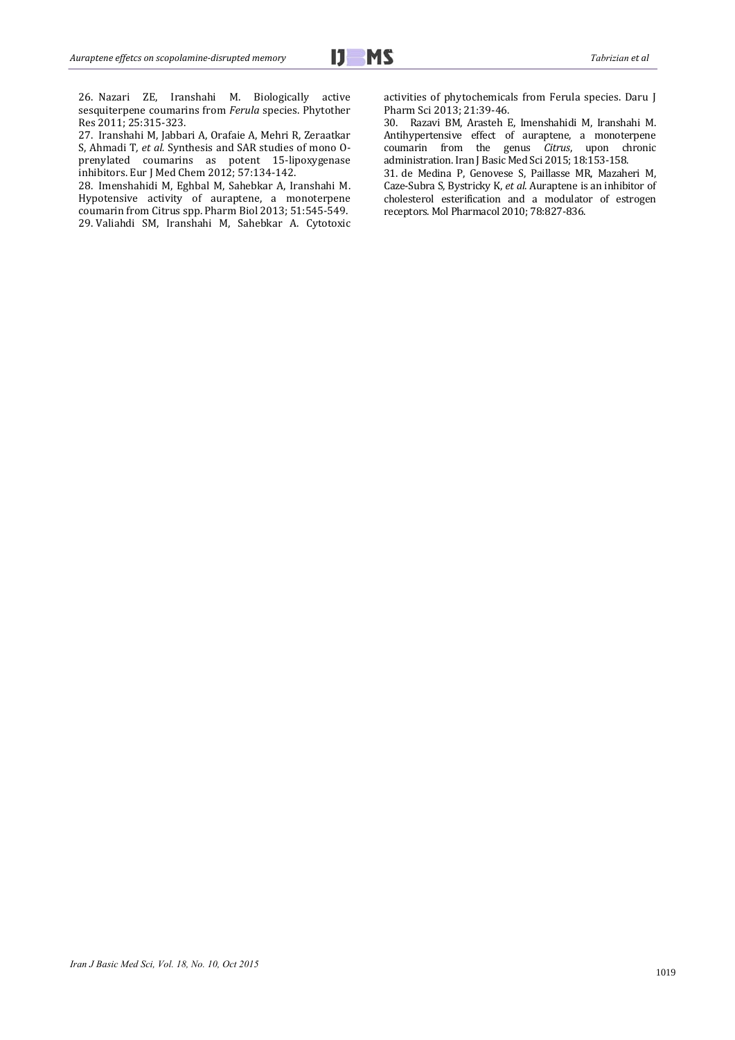26. Nazari ZE, Iranshahi M. Biologically active sesquiterpene coumarins from *Ferula* species. Phytother Res 2011; 25:315-323.

27. Iranshahi M, Jabbari A, Orafaie A, Mehri R, Zeraatkar S, Ahmadi T, *et al*. Synthesis and SAR studies of mono O-prenylated coumarins as potent 15-lipoxygenase inhibitors. Eur J Med Chem 2012; 57:134-142.

28. Imenshahidi M, Eghbal M, Sahebkar A, Iranshahi M. Hypotensive activity of auraptene, a monoterpene coumarin from Citrus spp. Pharm Biol 2013; 51:545-549.

29. Valiahdi SM, Iranshahi M, Sahebkar A. Cytotoxic activities of phytochemicals from Ferula species. Daru J Pharm Sci 2013; 21:39-46.

30. Razavi BM, Arasteh E, Imenshahidi M, Iranshahi M. Antihypertensive effect of auraptene, a monoterpene coumarin from the genus *Citrus*, upon chronic administration. Iran J Basic Med Sci 2015; 18:153-158.

31. de Medina P, Genovese S, Paillasse MR, Mazaheri M, Caze-Subra S, Bystricky K, *et al*. Auraptene is an inhibitor of cholesterol esterification and a modulator of estrogen receptors. Mol Pharmacol 2010; 78:827-836.